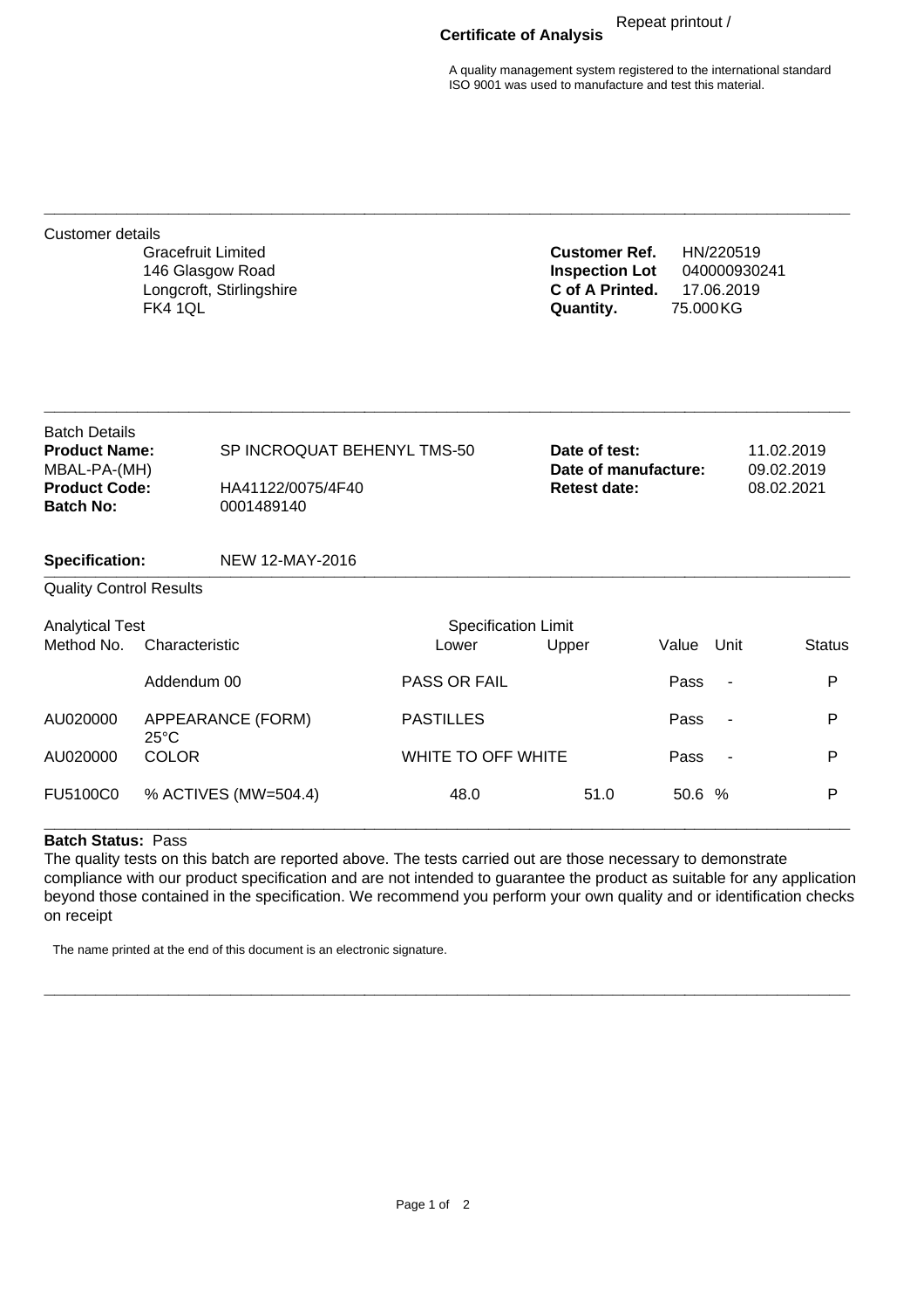Repeat printout /

# Certificate of Analysis

A quality management system registered to the international standard ISO 9001 was used to manufacture and test this material.

---

Customer details

Gracefruit Limited
146 Glasgow Road
Longcroft, Stirlingshire
FK4 1QL

**Customer Ref.** HN/220519
**Inspection Lot** 040000930241
**C of A Printed.** 17.06.2019
**Quantity.** 75.000 KG

---

Batch Details

**Product Name:** SP INCROQUAT BEHENYL TMS-50
MBAL-PA-(MH)
**Product Code:** HA41122/0075/4F40
**Batch No:** 0001489140

**Date of test:** 11.02.2019
**Date of manufacture:** 09.02.2019
**Retest date:** 08.02.2021

**Specification:** NEW 12-MAY-2016

---

Quality Control Results

| Analytical Test Method No. | Characteristic | Specification Limit Lower | Upper | Value | Unit | Status |
|---|---|---|---|---|---|---|
| | Addendum 00 | PASS OR FAIL | | Pass | - | P |
| AU020000 | APPEARANCE (FORM) 25°C | PASTILLES | | Pass | - | P |
| AU020000 | COLOR | WHITE TO OFF WHITE | | Pass | - | P |
| FU5100C0 | % ACTIVES (MW=504.4) | 48.0 | 51.0 | 50.6 | % | P |

---

**Batch Status:** Pass

The quality tests on this batch are reported above. The tests carried out are those necessary to demonstrate compliance with our product specification and are not intended to guarantee the product as suitable for any application beyond those contained in the specification. We recommend you perform your own quality and or identification checks on receipt

The name printed at the end of this document is an electronic signature.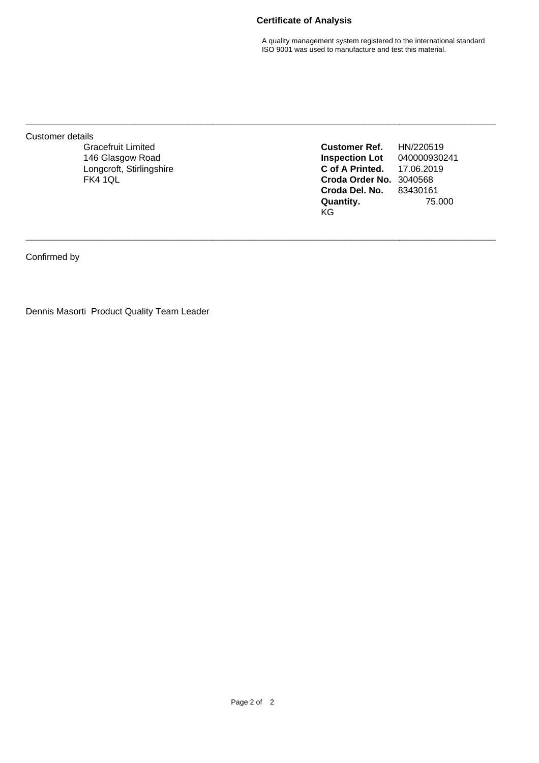**Certificate of Analysis**

A quality management system registered to the international standard ISO 9001 was used to manufacture and test this material.

---

Customer details

Gracefruit Limited
146 Glasgow Road
Longcroft, Stirlingshire
FK4 1QL

**Customer Ref.** HN/220519
**Inspection Lot** 040000930241
**C of A Printed.** 17.06.2019
**Croda Order No.** 3040568
**Croda Del. No.** 83430161
**Quantity.** 75.000 KG

---

Confirmed by

Dennis Masorti Product Quality Team Leader